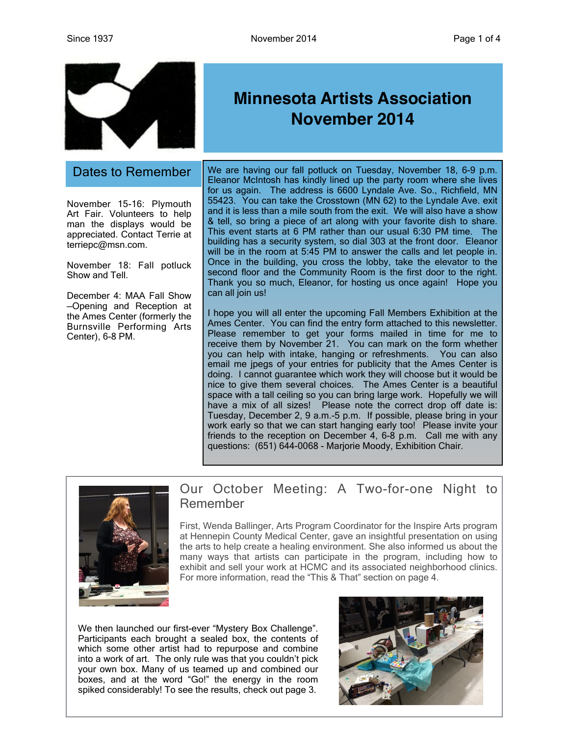# Minnesota Artists Association November 2014

## Dates to Remember

November 15-16: Plymouth Art Fair. Volunteers to help man the displays would be appreciated. Contact Terrie at terriepc@msn.com.

November 18: Fall potluck Show and Tell.

December 4: MAA Fall Show –Opening and Reception at the Ames Center (formerly the Burnsville Performing Arts Center), 6-8 PM.

We are having our fall potluck on Tuesday, November 18, 6-9 p.m. Eleanor McIntosh has kindly lined up the party room where she lives for us again. The address is 6600 Lyndale Ave. So., Richfield, MN 55423. You can take the Crosstown (MN 62) to the Lyndale Ave. exit and it is less than a mile south from the exit. We will also have a show & tell, so bring a piece of art along with your favorite dish to share. This event starts at 6 PM rather than our usual 6:30 PM time. The building has a security system, so dial 303 at the front door. Eleanor will be in the room at 5:45 PM to answer the calls and let people in. Once in the building, you cross the lobby, take the elevator to the second floor and the Community Room is the first door to the right. Thank you so much, Eleanor, for hosting us once again! Hope you can all join us!

I hope you will all enter the upcoming Fall Members Exhibition at the Ames Center. You can find the entry form attached to this newsletter. Please remember to get your forms mailed in time for me to receive them by November 21. You can mark on the form whether you can help with intake, hanging or refreshments. You can also email me jpegs of your entries for publicity that the Ames Center is doing. I cannot guarantee which work they will choose but it would be nice to give them several choices. The Ames Center is a beautiful space with a tall ceiling so you can bring large work. Hopefully we will have a mix of all sizes! Please note the correct drop off date is: Tuesday, December 2, 9 a.m.-5 p.m. If possible, please bring in your work early so that we can start hanging early too! Please invite your friends to the reception on December 4, 6-8 p.m. Call me with any questions: (651) 644-0068 - Marjorie Moody, Exhibition Chair.

## Our October Meeting: A Two-for-one Night to Remember

First, Wenda Ballinger, Arts Program Coordinator for the Inspire Arts program at Hennepin County Medical Center, gave an insightful presentation on using the arts to help create a healing environment. She also informed us about the many ways that artists can participate in the program, including how to exhibit and sell your work at HCMC and its associated neighborhood clinics. For more information, read the "This & That" section on page 4.

We then launched our first-ever "Mystery Box Challenge". Participants each brought a sealed box, the contents of which some other artist had to repurpose and combine into a work of art. The only rule was that you couldn't pick your own box. Many of us teamed up and combined our boxes, and at the word "Go!" the energy in the room spiked considerably! To see the results, check out page 3.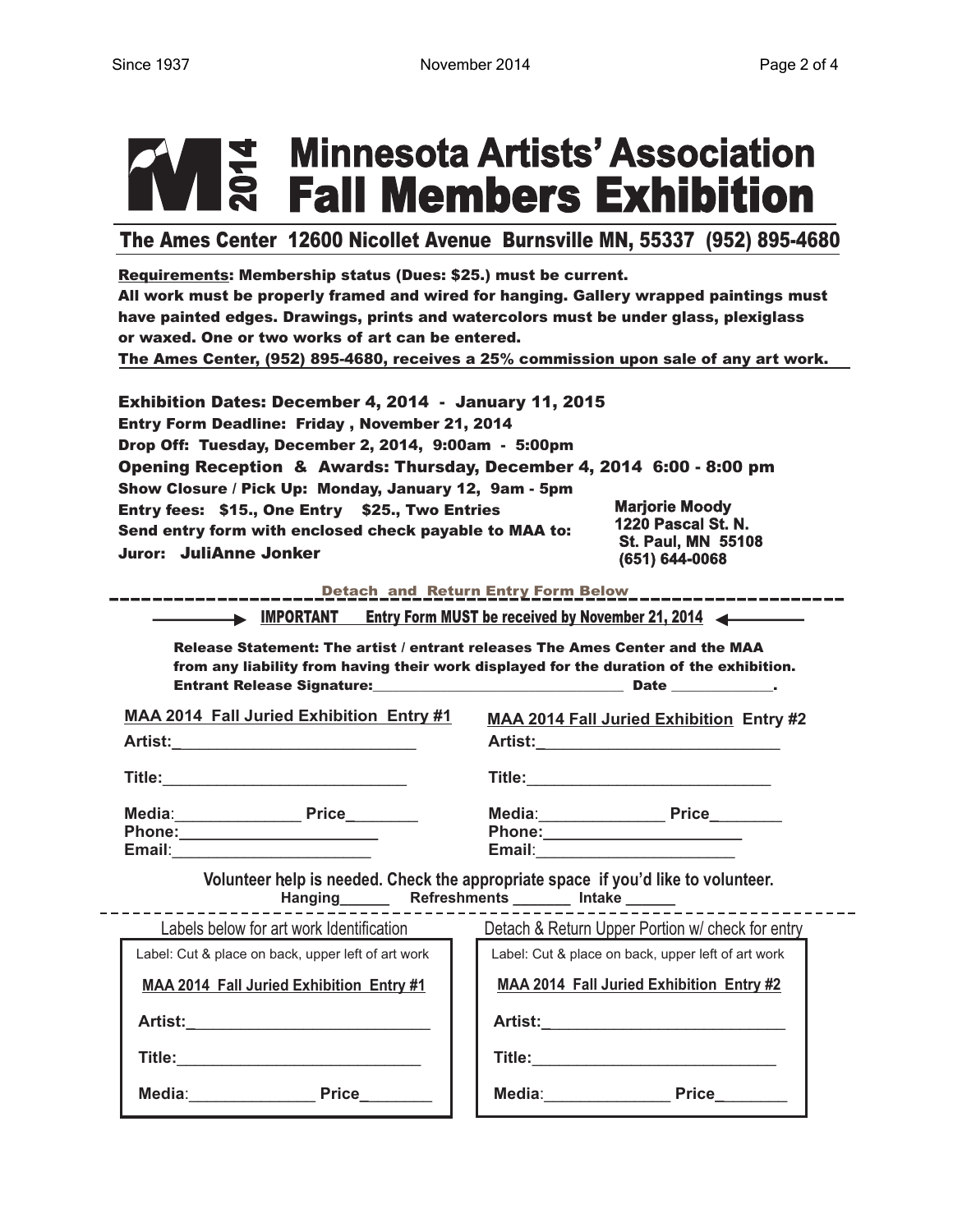# Minnesota Artists' Association Fall Members Exhibition

2014

## The Ames Center 12600 Nicollet Avenue Burnsville MN, 55337 (952) 895-4680

**Requirements**: Membership status (Dues: $25.) must be current.
All work must be properly framed and wired for hanging. Gallery wrapped paintings must have painted edges. Drawings, prints and watercolors must be under glass, plexiglass or waxed. One or two works of art can be entered.
The Ames Center, (952) 895-4680, receives a 25% commission upon sale of any art work.

**Exhibition Dates: December 4, 2014 - January 11, 2015**
**Entry Form Deadline: Friday , November 21, 2014**
**Drop Off: Tuesday, December 2, 2014, 9:00am - 5:00pm**
**Opening Reception & Awards: Thursday, December 4, 2014 6:00 - 8:00 pm**
**Show Closure / Pick Up: Monday, January 12, 9am - 5pm**
**Entry fees: $15., One Entry $25., Two Entries**
**Send entry form with enclosed check payable to MAA to:**

Marjorie Moody
1220 Pascal St. N.
St. Paul, MN 55108
(651) 644-0068

**Juror: JuliAnne Jonker**

---

Detach and Return Entry Form Below

**IMPORTANT Entry Form MUST be received by November 21, 2014**

**Release Statement: The artist / entrant releases The Ames Center and the MAA from any liability from having their work displayed for the duration of the exhibition.**
**Entrant Release Signature:_______________________________ Date ____________.**

**MAA 2014 Fall Juried Exhibition Entry #1**

Artist:___________________________

Title:___________________________

Media:______________ Price________
Phone:______________________
Email:______________________

**MAA 2014 Fall Juried Exhibition Entry #2**

Artist:___________________________

Title:___________________________

Media:______________ Price________
Phone:______________________
Email:______________________

**Volunteer help is needed. Check the appropriate space if you'd like to volunteer.**
Hanging______ Refreshments _______ Intake ______

---

Labels below for art work Identification

Detach & Return Upper Portion w/ check for entry

Label: Cut & place on back, upper left of art work

**MAA 2014 Fall Juried Exhibition Entry #1**

Artist:___________________________

Title:___________________________

Media:______________ Price________

Label: Cut & place on back, upper left of art work

**MAA 2014 Fall Juried Exhibition Entry #2**

Artist:___________________________

Title:___________________________

Media:______________ Price________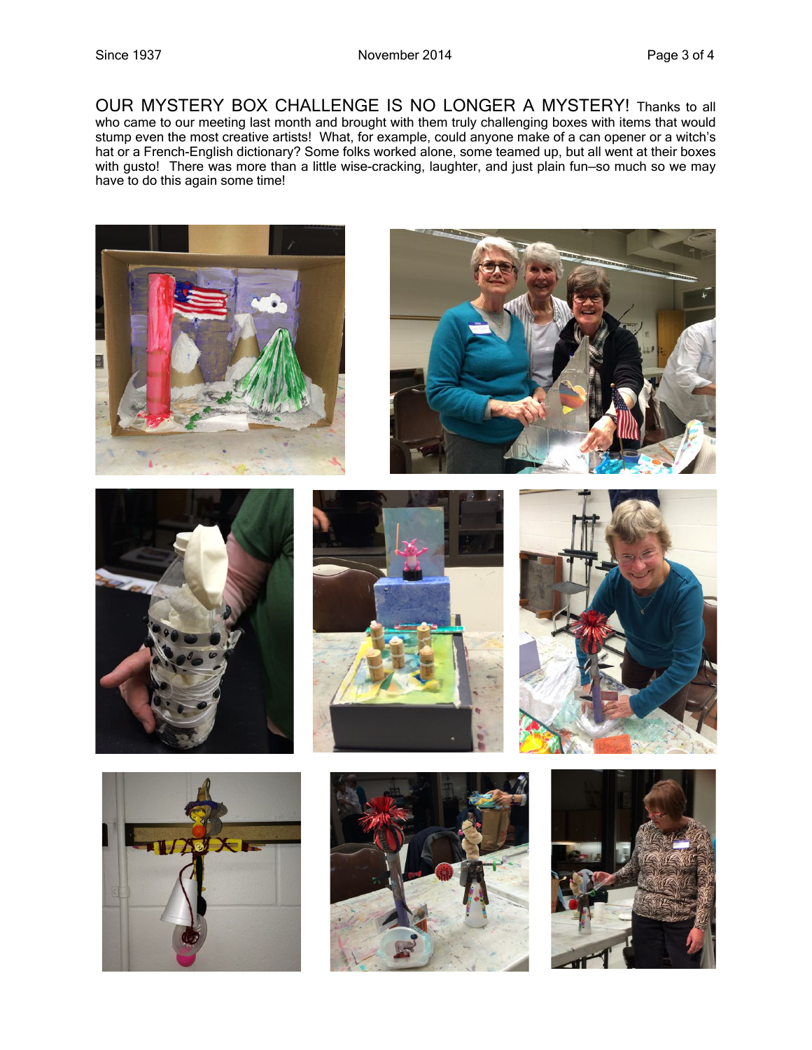OUR MYSTERY BOX CHALLENGE IS NO LONGER A MYSTERY! Thanks to all who came to our meeting last month and brought with them truly challenging boxes with items that would stump even the most creative artists! What, for example, could anyone make of a can opener or a witch's hat or a French-English dictionary? Some folks worked alone, some teamed up, but all went at their boxes with gusto! There was more than a little wise-cracking, laughter, and just plain fun—so much so we may have to do this again some time!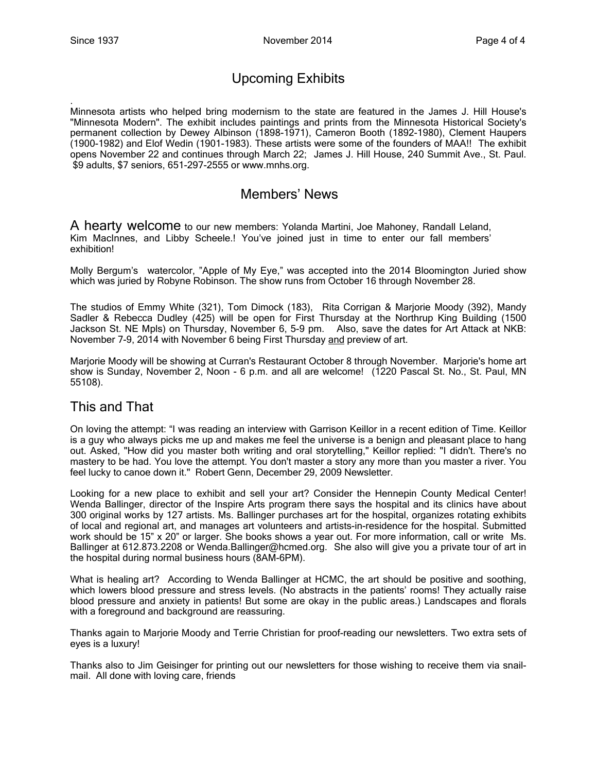## Upcoming Exhibits

.
Minnesota artists who helped bring modernism to the state are featured in the James J. Hill House's "Minnesota Modern". The exhibit includes paintings and prints from the Minnesota Historical Society's permanent collection by Dewey Albinson (1898-1971), Cameron Booth (1892-1980), Clement Haupers (1900-1982) and Elof Wedin (1901-1983). These artists were some of the founders of MAA!! The exhibit opens November 22 and continues through March 22; James J. Hill House, 240 Summit Ave., St. Paul. $9 adults, $7 seniors, 651-297-2555 or www.mnhs.org.

## Members' News

A hearty welcome to our new members: Yolanda Martini, Joe Mahoney, Randall Leland, Kim MacInnes, and Libby Scheele.! You've joined just in time to enter our fall members' exhibition!

Molly Bergum's watercolor, "Apple of My Eye," was accepted into the 2014 Bloomington Juried show which was juried by Robyne Robinson. The show runs from October 16 through November 28.

The studios of Emmy White (321), Tom Dimock (183), Rita Corrigan & Marjorie Moody (392), Mandy Sadler & Rebecca Dudley (425) will be open for First Thursday at the Northrup King Building (1500 Jackson St. NE Mpls) on Thursday, November 6, 5-9 pm. Also, save the dates for Art Attack at NKB: November 7-9, 2014 with November 6 being First Thursday and preview of art.

Marjorie Moody will be showing at Curran's Restaurant October 8 through November. Marjorie's home art show is Sunday, November 2, Noon - 6 p.m. and all are welcome! (1220 Pascal St. No., St. Paul, MN 55108).

## This and That

On loving the attempt: "I was reading an interview with Garrison Keillor in a recent edition of Time. Keillor is a guy who always picks me up and makes me feel the universe is a benign and pleasant place to hang out. Asked, "How did you master both writing and oral storytelling," Keillor replied: "I didn't. There's no mastery to be had. You love the attempt. You don't master a story any more than you master a river. You feel lucky to canoe down it." Robert Genn, December 29, 2009 Newsletter.

Looking for a new place to exhibit and sell your art? Consider the Hennepin County Medical Center! Wenda Ballinger, director of the Inspire Arts program there says the hospital and its clinics have about 300 original works by 127 artists. Ms. Ballinger purchases art for the hospital, organizes rotating exhibits of local and regional art, and manages art volunteers and artists-in-residence for the hospital. Submitted work should be 15" x 20" or larger. She books shows a year out. For more information, call or write Ms. Ballinger at 612.873.2208 or Wenda.Ballinger@hcmed.org. She also will give you a private tour of art in the hospital during normal business hours (8AM-6PM).

What is healing art? According to Wenda Ballinger at HCMC, the art should be positive and soothing, which lowers blood pressure and stress levels. (No abstracts in the patients' rooms! They actually raise blood pressure and anxiety in patients! But some are okay in the public areas.) Landscapes and florals with a foreground and background are reassuring.

Thanks again to Marjorie Moody and Terrie Christian for proof-reading our newsletters. Two extra sets of eyes is a luxury!

Thanks also to Jim Geisinger for printing out our newsletters for those wishing to receive them via snail-mail. All done with loving care, friends